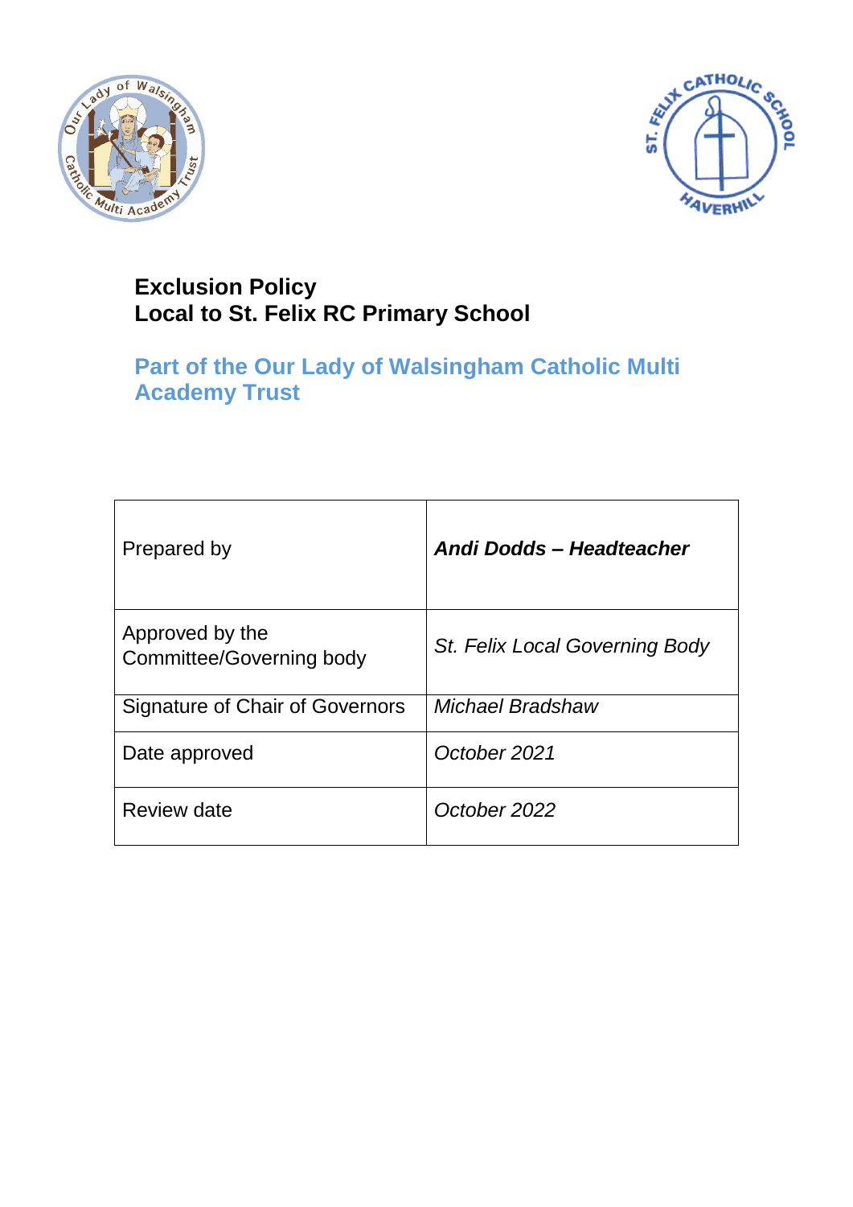# Exclusion Policy
# Local to St. Felix RC Primary School

## Part of the Our Lady of Walsingham Catholic Multi Academy Trust

| | |
|---|---|
| Prepared by | ***Andi Dodds – Headteacher*** |
| Approved by the Committee/Governing body | *St. Felix Local Governing Body* |
| Signature of Chair of Governors | *Michael Bradshaw* |
| Date approved | *October 2021* |
| Review date | *October 2022* |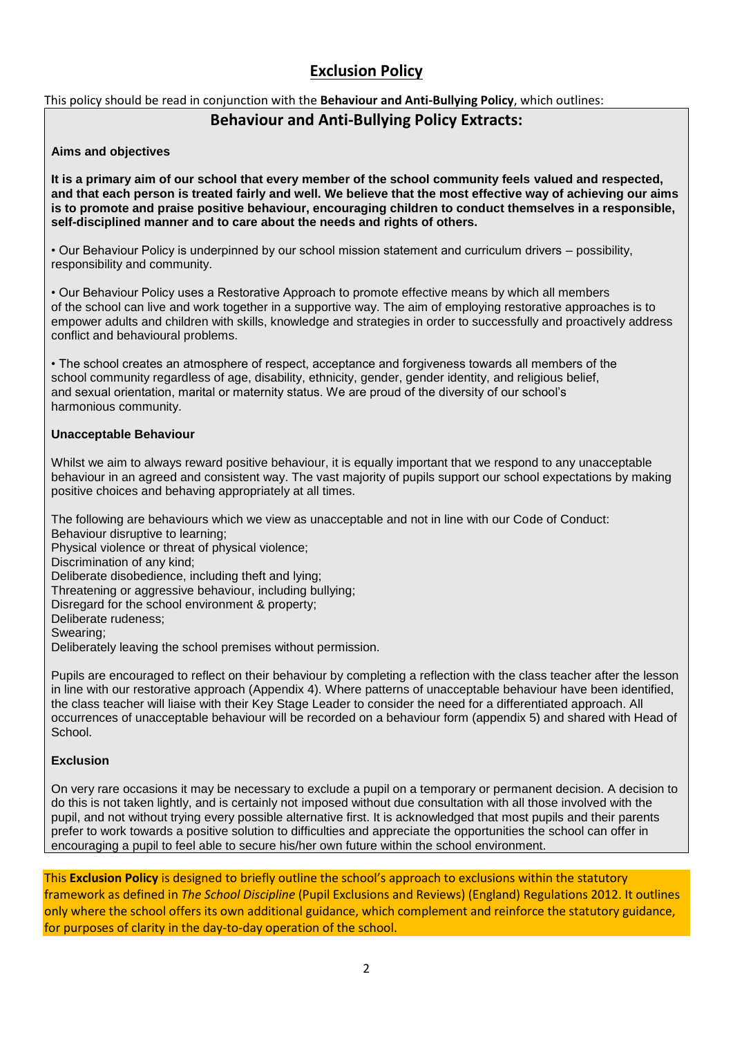## Exclusion Policy

This policy should be read in conjunction with the **Behaviour and Anti-Bullying Policy**, which outlines:

### Behaviour and Anti-Bullying Policy Extracts:

**Aims and objectives**

**It is a primary aim of our school that every member of the school community feels valued and respected, and that each person is treated fairly and well. We believe that the most effective way of achieving our aims is to promote and praise positive behaviour, encouraging children to conduct themselves in a responsible, self-disciplined manner and to care about the needs and rights of others.**

• Our Behaviour Policy is underpinned by our school mission statement and curriculum drivers – possibility, responsibility and community.

• Our Behaviour Policy uses a Restorative Approach to promote effective means by which all members of the school can live and work together in a supportive way. The aim of employing restorative approaches is to empower adults and children with skills, knowledge and strategies in order to successfully and proactively address conflict and behavioural problems.

• The school creates an atmosphere of respect, acceptance and forgiveness towards all members of the school community regardless of age, disability, ethnicity, gender, gender identity, and religious belief, and sexual orientation, marital or maternity status. We are proud of the diversity of our school's harmonious community.

**Unacceptable Behaviour**

Whilst we aim to always reward positive behaviour, it is equally important that we respond to any unacceptable behaviour in an agreed and consistent way. The vast majority of pupils support our school expectations by making positive choices and behaving appropriately at all times.

The following are behaviours which we view as unacceptable and not in line with our Code of Conduct:
Behaviour disruptive to learning;
Physical violence or threat of physical violence;
Discrimination of any kind;
Deliberate disobedience, including theft and lying;
Threatening or aggressive behaviour, including bullying;
Disregard for the school environment & property;
Deliberate rudeness;
Swearing;
Deliberately leaving the school premises without permission.

Pupils are encouraged to reflect on their behaviour by completing a reflection with the class teacher after the lesson in line with our restorative approach (Appendix 4). Where patterns of unacceptable behaviour have been identified, the class teacher will liaise with their Key Stage Leader to consider the need for a differentiated approach. All occurrences of unacceptable behaviour will be recorded on a behaviour form (appendix 5) and shared with Head of School.

**Exclusion**

On very rare occasions it may be necessary to exclude a pupil on a temporary or permanent decision. A decision to do this is not taken lightly, and is certainly not imposed without due consultation with all those involved with the pupil, and not without trying every possible alternative first. It is acknowledged that most pupils and their parents prefer to work towards a positive solution to difficulties and appreciate the opportunities the school can offer in encouraging a pupil to feel able to secure his/her own future within the school environment.

This **Exclusion Policy** is designed to briefly outline the school's approach to exclusions within the statutory framework as defined in *The School Discipline* (Pupil Exclusions and Reviews) (England) Regulations 2012. It outlines only where the school offers its own additional guidance, which complement and reinforce the statutory guidance, for purposes of clarity in the day-to-day operation of the school.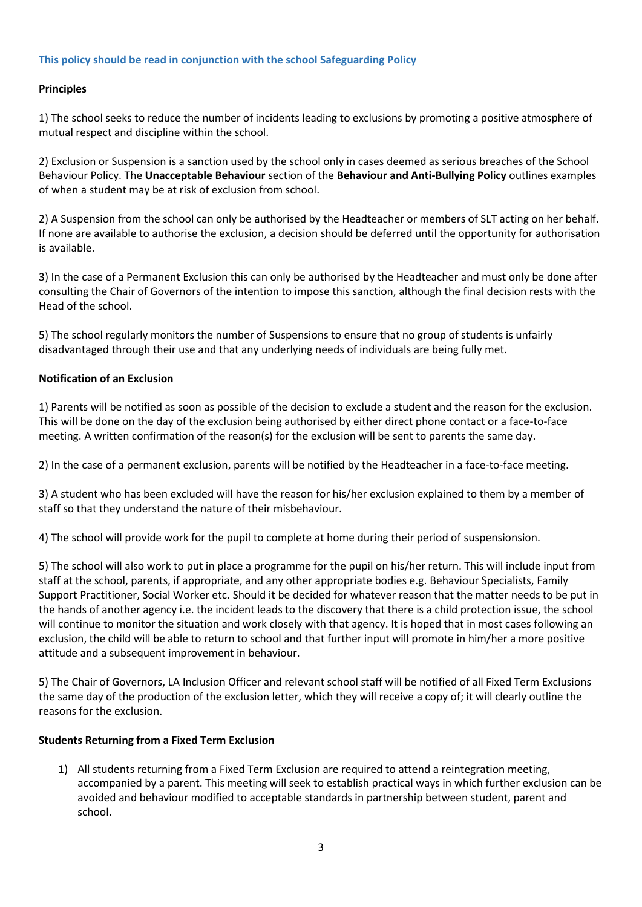**This policy should be read in conjunction with the school Safeguarding Policy**

**Principles**

1) The school seeks to reduce the number of incidents leading to exclusions by promoting a positive atmosphere of mutual respect and discipline within the school.

2) Exclusion or Suspension is a sanction used by the school only in cases deemed as serious breaches of the School Behaviour Policy. The **Unacceptable Behaviour** section of the **Behaviour and Anti-Bullying Policy** outlines examples of when a student may be at risk of exclusion from school.

2) A Suspension from the school can only be authorised by the Headteacher or members of SLT acting on her behalf. If none are available to authorise the exclusion, a decision should be deferred until the opportunity for authorisation is available.

3) In the case of a Permanent Exclusion this can only be authorised by the Headteacher and must only be done after consulting the Chair of Governors of the intention to impose this sanction, although the final decision rests with the Head of the school.

5) The school regularly monitors the number of Suspensions to ensure that no group of students is unfairly disadvantaged through their use and that any underlying needs of individuals are being fully met.

**Notification of an Exclusion**

1) Parents will be notified as soon as possible of the decision to exclude a student and the reason for the exclusion. This will be done on the day of the exclusion being authorised by either direct phone contact or a face-to-face meeting. A written confirmation of the reason(s) for the exclusion will be sent to parents the same day.

2) In the case of a permanent exclusion, parents will be notified by the Headteacher in a face-to-face meeting.

3) A student who has been excluded will have the reason for his/her exclusion explained to them by a member of staff so that they understand the nature of their misbehaviour.

4) The school will provide work for the pupil to complete at home during their period of suspensionsion.

5) The school will also work to put in place a programme for the pupil on his/her return. This will include input from staff at the school, parents, if appropriate, and any other appropriate bodies e.g. Behaviour Specialists, Family Support Practitioner, Social Worker etc. Should it be decided for whatever reason that the matter needs to be put in the hands of another agency i.e. the incident leads to the discovery that there is a child protection issue, the school will continue to monitor the situation and work closely with that agency. It is hoped that in most cases following an exclusion, the child will be able to return to school and that further input will promote in him/her a more positive attitude and a subsequent improvement in behaviour.

5) The Chair of Governors, LA Inclusion Officer and relevant school staff will be notified of all Fixed Term Exclusions the same day of the production of the exclusion letter, which they will receive a copy of; it will clearly outline the reasons for the exclusion.

**Students Returning from a Fixed Term Exclusion**

1) All students returning from a Fixed Term Exclusion are required to attend a reintegration meeting, accompanied by a parent. This meeting will seek to establish practical ways in which further exclusion can be avoided and behaviour modified to acceptable standards in partnership between student, parent and school.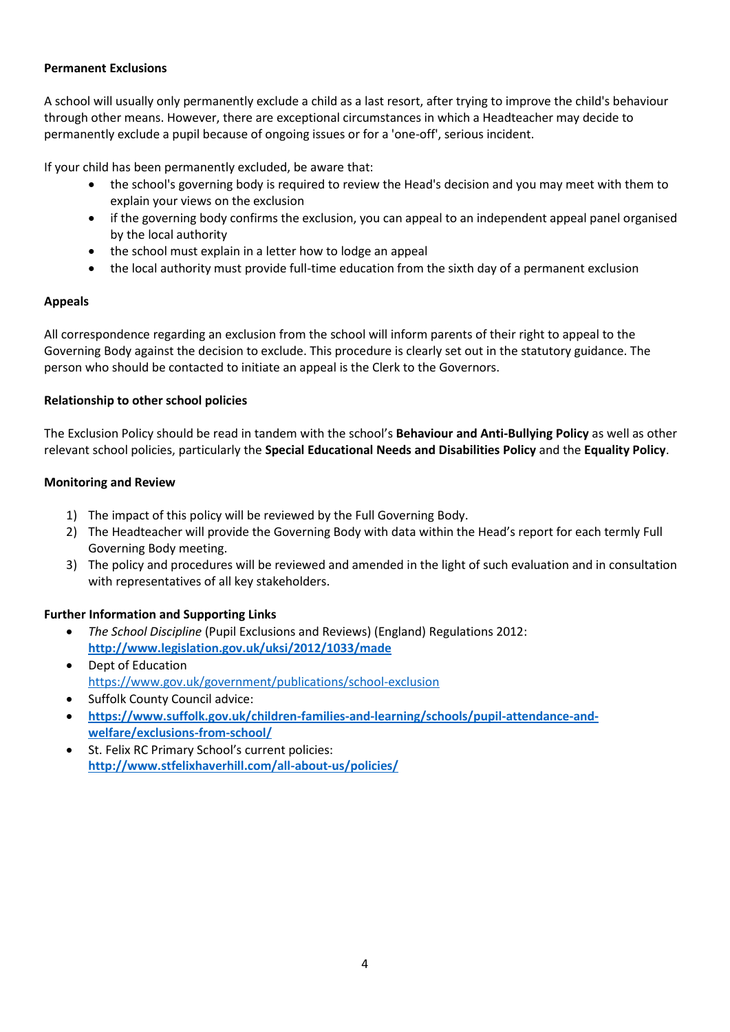**Permanent Exclusions**

A school will usually only permanently exclude a child as a last resort, after trying to improve the child's behaviour through other means. However, there are exceptional circumstances in which a Headteacher may decide to permanently exclude a pupil because of ongoing issues or for a 'one-off', serious incident.

If your child has been permanently excluded, be aware that:

- the school's governing body is required to review the Head's decision and you may meet with them to explain your views on the exclusion
- if the governing body confirms the exclusion, you can appeal to an independent appeal panel organised by the local authority
- the school must explain in a letter how to lodge an appeal
- the local authority must provide full-time education from the sixth day of a permanent exclusion

**Appeals**

All correspondence regarding an exclusion from the school will inform parents of their right to appeal to the Governing Body against the decision to exclude. This procedure is clearly set out in the statutory guidance. The person who should be contacted to initiate an appeal is the Clerk to the Governors.

**Relationship to other school policies**

The Exclusion Policy should be read in tandem with the school's **Behaviour and Anti-Bullying Policy** as well as other relevant school policies, particularly the **Special Educational Needs and Disabilities Policy** and the **Equality Policy**.

**Monitoring and Review**

1) The impact of this policy will be reviewed by the Full Governing Body.
2) The Headteacher will provide the Governing Body with data within the Head's report for each termly Full Governing Body meeting.
3) The policy and procedures will be reviewed and amended in the light of such evaluation and in consultation with representatives of all key stakeholders.

**Further Information and Supporting Links**

- *The School Discipline* (Pupil Exclusions and Reviews) (England) Regulations 2012: **http://www.legislation.gov.uk/uksi/2012/1033/made**
- Dept of Education https://www.gov.uk/government/publications/school-exclusion
- Suffolk County Council advice:
- **https://www.suffolk.gov.uk/children-families-and-learning/schools/pupil-attendance-and-welfare/exclusions-from-school/**
- St. Felix RC Primary School's current policies: **http://www.stfelixhaverhill.com/all-about-us/policies/**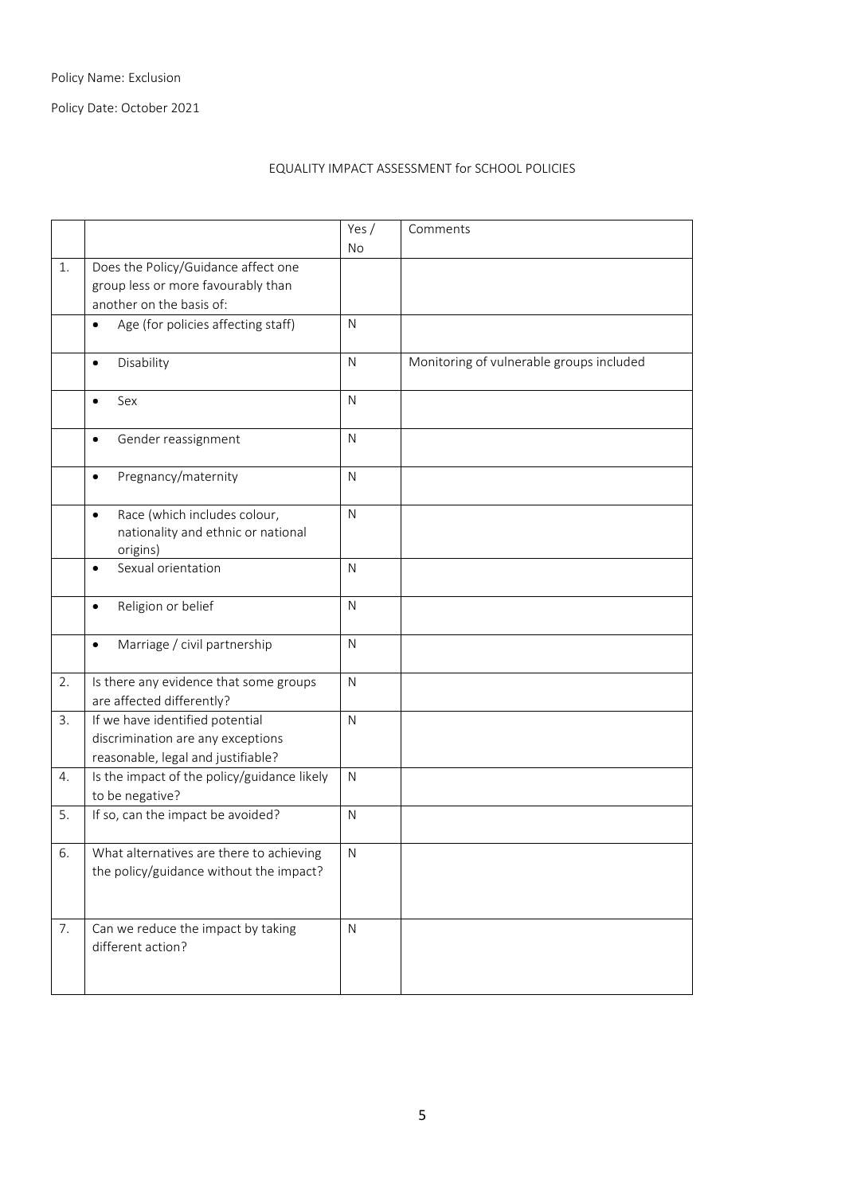Policy Name: Exclusion

Policy Date: October 2021

EQUALITY IMPACT ASSESSMENT for SCHOOL POLICIES

| | | Yes / No | Comments |
|---|---|---|---|
| 1. | Does the Policy/Guidance affect one group less or more favourably than another on the basis of: | | |
| | • Age (for policies affecting staff) | N | |
| | • Disability | N | Monitoring of vulnerable groups included |
| | • Sex | N | |
| | • Gender reassignment | N | |
| | • Pregnancy/maternity | N | |
| | • Race (which includes colour, nationality and ethnic or national origins) | N | |
| | • Sexual orientation | N | |
| | • Religion or belief | N | |
| | • Marriage / civil partnership | N | |
| 2. | Is there any evidence that some groups are affected differently? | N | |
| 3. | If we have identified potential discrimination are any exceptions reasonable, legal and justifiable? | N | |
| 4. | Is the impact of the policy/guidance likely to be negative? | N | |
| 5. | If so, can the impact be avoided? | N | |
| 6. | What alternatives are there to achieving the policy/guidance without the impact? | N | |
| 7. | Can we reduce the impact by taking different action? | N | |